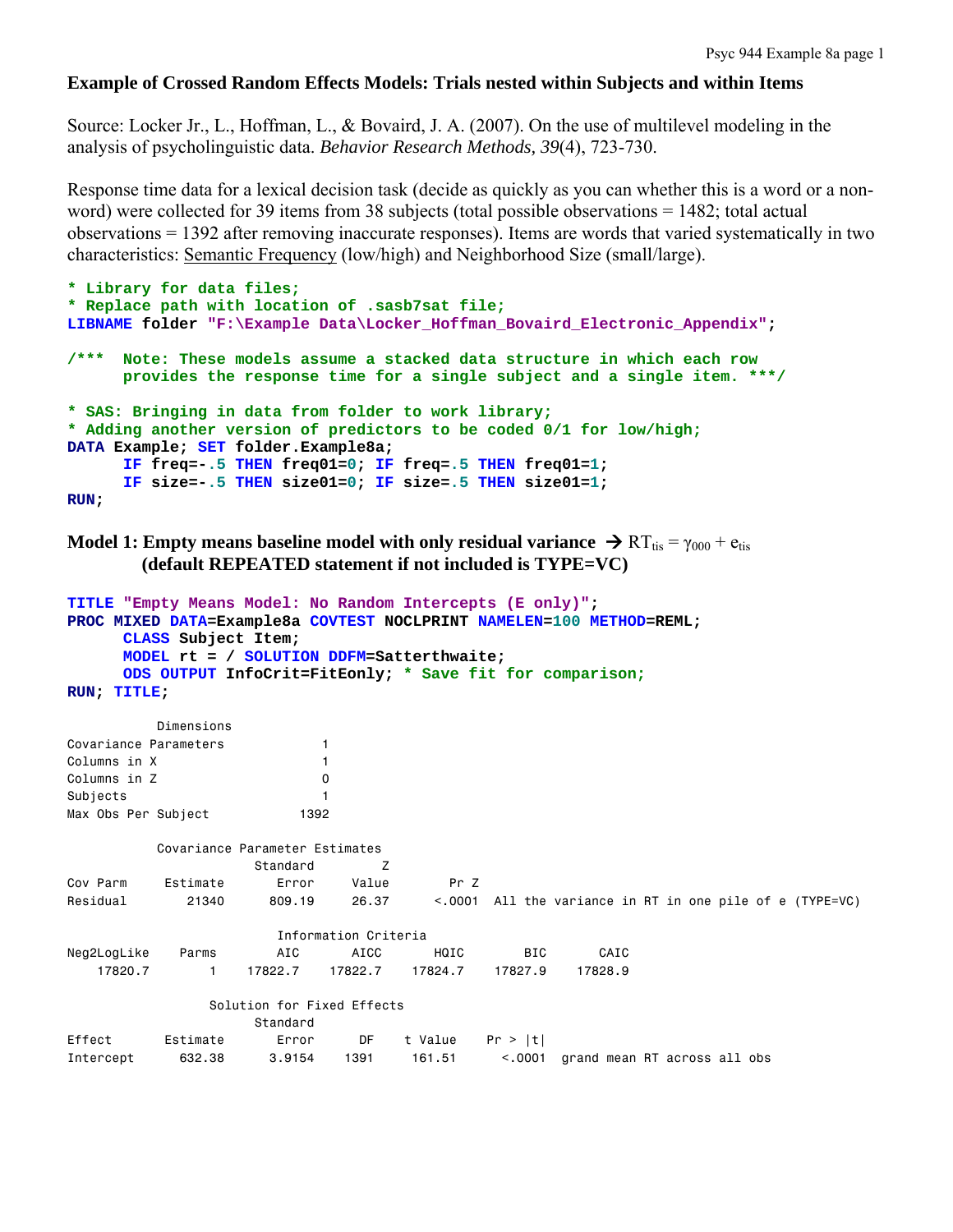## Example of Crossed Random Effects Models: Trials nested within Subjects and within Items

Source: Locker Jr., L., Hoffman, L., & Bovaird, J. A. (2007). On the use of multilevel modeling in the analysis of psycholinguistic data. *Behavior Research Methods, 39*(4), 723-730.

Response time data for a lexical decision task (decide as quickly as you can whether this is a word or a non-word) were collected for 39 items from 38 subjects (total possible observations = 1482; total actual observations = 1392 after removing inaccurate responses). Items are words that varied systematically in two characteristics: Semantic Frequency (low/high) and Neighborhood Size (small/large).

```
* Library for data files;
* Replace path with location of .sasb7sat file;
LIBNAME folder "F:\Example Data\Locker_Hoffman_Bovaird_Electronic_Appendix";

/***  Note: These models assume a stacked data structure in which each row
      provides the response time for a single subject and a single item. ***/

* SAS: Bringing in data from folder to work library;
* Adding another version of predictors to be coded 0/1 for low/high;
DATA Example; SET folder.Example8a;
      IF freq=-.5 THEN freq01=0; IF freq=.5 THEN freq01=1;
      IF size=-.5 THEN size01=0; IF size=.5 THEN size01=1;
RUN;
```

### Model 1: Empty means baseline model with only residual variance → $RT_{tis} = \gamma_{000} + e_{tis}$ (default REPEATED statement if not included is TYPE=VC)

```
TITLE "Empty Means Model: No Random Intercepts (E only)";
PROC MIXED DATA=Example8a COVTEST NOCLPRINT NAMELEN=100 METHOD=REML;
      CLASS Subject Item;
      MODEL rt = / SOLUTION DDFM=Satterthwaite;
      ODS OUTPUT InfoCrit=FitEonly; * Save fit for comparison;
RUN; TITLE;
```

```
           Dimensions
Covariance Parameters            1
Columns in X                     1
Columns in Z                     0
Subjects                         1
Max Obs Per Subject           1392

           Covariance Parameter Estimates
                    Standard         Z
Cov Parm     Estimate       Error     Value        Pr Z
Residual        21340      809.19     26.37      <.0001  All the variance in RT in one pile of e (TYPE=VC)

                         Information Criteria
Neg2LogLike    Parms        AIC       AICC       HQIC        BIC       CAIC
    17820.7        1    17822.7    17822.7    17824.7    17827.9    17828.9

                 Solution for Fixed Effects
                    Standard
Effect       Estimate       Error      DF    t Value    Pr > |t|
Intercept      632.38      3.9154    1391     161.51      <.0001  grand mean RT across all obs
```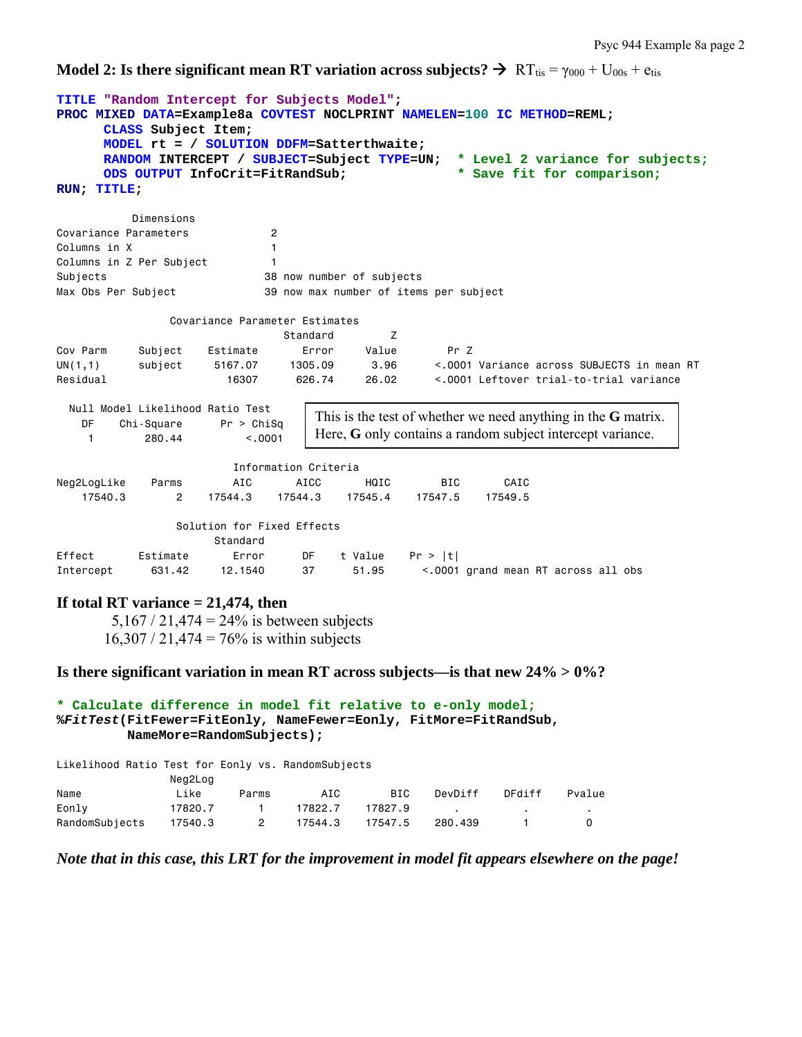**Model 2: Is there significant mean RT variation across subjects? → $RT_{tis} = \gamma_{000} + U_{00s} + e_{tis}$**

```
TITLE "Random Intercept for Subjects Model";
PROC MIXED DATA=Example8a COVTEST NOCLPRINT NAMELEN=100 IC METHOD=REML;
      CLASS Subject Item;
      MODEL rt = / SOLUTION DDFM=Satterthwaite;
      RANDOM INTERCEPT / SUBJECT=Subject TYPE=UN;  * Level 2 variance for subjects;
      ODS OUTPUT InfoCrit=FitRandSub;               * Save fit for comparison;
RUN; TITLE;
```

```
           Dimensions
Covariance Parameters           2
Columns in X                    1
Columns in Z Per Subject        1
Subjects                       38 now number of subjects
Max Obs Per Subject            39 now max number of items per subject

                Covariance Parameter Estimates
                                  Standard         Z
Cov Parm     Subject   Estimate      Error     Value       Pr Z
UN(1,1)      subject    5167.07    1305.09      3.96     <.0001 Variance across SUBJECTS in mean RT
Residual                  16307     626.74     26.02     <.0001 Leftover trial-to-trial variance

  Null Model Likelihood Ratio Test
    DF    Chi-Square      Pr > ChiSq
     1        280.44          <.0001
```

This is the test of whether we need anything in the **G** matrix. Here, **G** only contains a random subject intercept variance.

```
                         Information Criteria
Neg2LogLike    Parms       AIC       AICC       HQIC        BIC       CAIC
    17540.3        2   17544.3    17544.3    17545.4    17547.5    17549.5

                  Solution for Fixed Effects
                             Standard
Effect       Estimate       Error      DF    t Value    Pr > |t|
Intercept      631.42     12.1540      37      51.95      <.0001 grand mean RT across all obs
```

**If total RT variance = 21,474, then**

5,167 / 21,474 = 24% is between subjects

16,307 / 21,474 = 76% is within subjects

**Is there significant variation in mean RT across subjects—is that new 24% > 0%?**

```
* Calculate difference in model fit relative to e-only model;
%FitTest(FitFewer=FitEonly, NameFewer=Eonly, FitMore=FitRandSub,
         NameMore=RandomSubjects);
```

```
Likelihood Ratio Test for Eonly vs. RandomSubjects
                   Neg2Log
Name                  Like     Parms       AIC       BIC    DevDiff    DFdiff    Pvalue
Eonly              17820.7       1     17822.7   17827.9        .          .          .
RandomSubjects     17540.3       2     17544.3   17547.5    280.439        1          0
```

***Note that in this case, this LRT for the improvement in model fit appears elsewhere on the page!***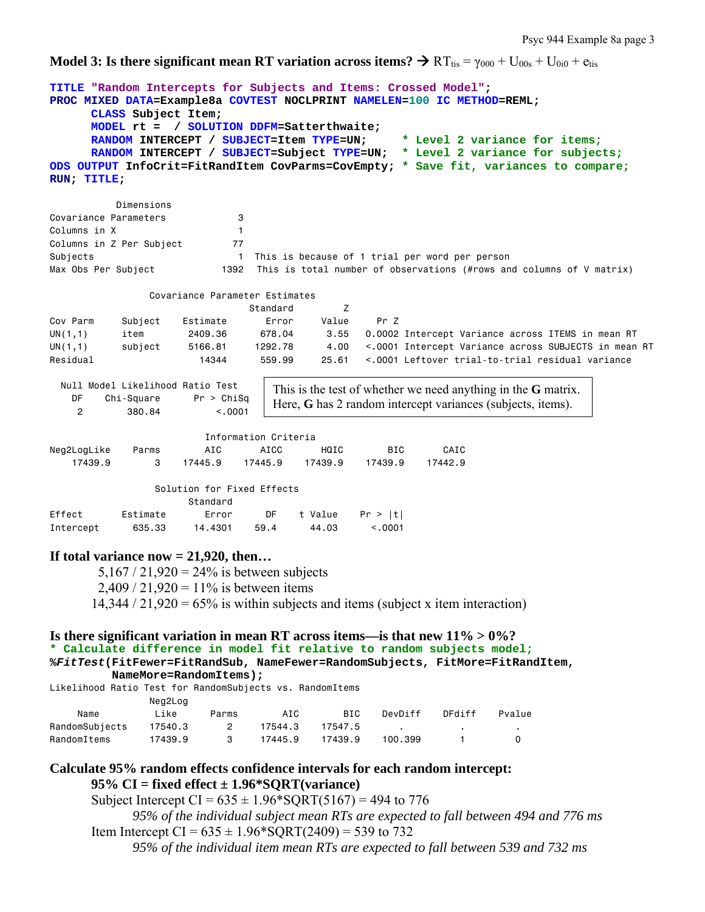**Model 3: Is there significant mean RT variation across items? → $RT_{tis} = \gamma_{000} + U_{00s} + U_{0i0} + e_{tis}$**

```
TITLE "Random Intercepts for Subjects and Items: Crossed Model";
PROC MIXED DATA=Example8a COVTEST NOCLPRINT NAMELEN=100 IC METHOD=REML;
      CLASS Subject Item;
      MODEL rt =  / SOLUTION DDFM=Satterthwaite;
      RANDOM INTERCEPT / SUBJECT=Item TYPE=UN;     * Level 2 variance for items;
      RANDOM INTERCEPT / SUBJECT=Subject TYPE=UN;  * Level 2 variance for subjects;
ODS OUTPUT InfoCrit=FitRandItem CovParms=CovEmpty; * Save fit, variances to compare;
RUN; TITLE;
```

```
           Dimensions
Covariance Parameters            3
Columns in X                     1
Columns in Z Per Subject        77
Subjects                         1  This is because of 1 trial per word per person
Max Obs Per Subject           1392  This is total number of observations (#rows and columns of V matrix)

                 Covariance Parameter Estimates
                                    Standard        Z
Cov Parm     Subject    Estimate       Error    Value      Pr Z
UN(1,1)      item        2409.36      678.04     3.55    0.0002 Intercept Variance across ITEMS in mean RT
UN(1,1)      subject     5166.81     1292.78     4.00    <.0001 Intercept Variance across SUBJECTS in mean RT
Residual                   14344      559.99    25.61    <.0001 Leftover trial-to-trial residual variance

  Null Model Likelihood Ratio Test
    DF    Chi-Square      Pr > ChiSq
     2        380.84          <.0001
```

This is the test of whether we need anything in the **G** matrix. Here, **G** has 2 random intercept variances (subjects, items).

```
                           Information Criteria
Neg2LogLike     Parms        AIC       AICC       HQIC        BIC       CAIC
    17439.9         3    17445.9    17445.9    17439.9    17439.9    17442.9

                  Solution for Fixed Effects
                          Standard
Effect       Estimate        Error      DF    t Value    Pr > |t|
Intercept      635.33      14.4301    59.4      44.03      <.0001
```

**If total variance now = 21,920, then…**

5,167 / 21,920 = 24% is between subjects

2,409 / 21,920 = 11% is between items

14,344 / 21,920 = 65% is within subjects and items (subject x item interaction)

**Is there significant variation in mean RT across items—is that new 11% > 0%?**

```
* Calculate difference in model fit relative to random subjects model;
%FitTest(FitFewer=FitRandSub, NameFewer=RandomSubjects, FitMore=FitRandItem,
         NameMore=RandomItems);
```

```
Likelihood Ratio Test for RandomSubjects vs. RandomItems
                 Neg2Log
     Name          Like      Parms        AIC        BIC     DevDiff     DFdiff     Pvalue
RandomSubjects   17540.3       2       17544.3    17547.5        .           .          .
RandomItems      17439.9       3       17445.9    17439.9     100.399        1          0
```

**Calculate 95% random effects confidence intervals for each random intercept:**

**95% CI = fixed effect ± 1.96\*SQRT(variance)**

Subject Intercept CI = 635 ± 1.96*SQRT(5167) = 494 to 776

*95% of the individual subject mean RTs are expected to fall between 494 and 776 ms*

Item Intercept CI = 635 ± 1.96*SQRT(2409) = 539 to 732

*95% of the individual item mean RTs are expected to fall between 539 and 732 ms*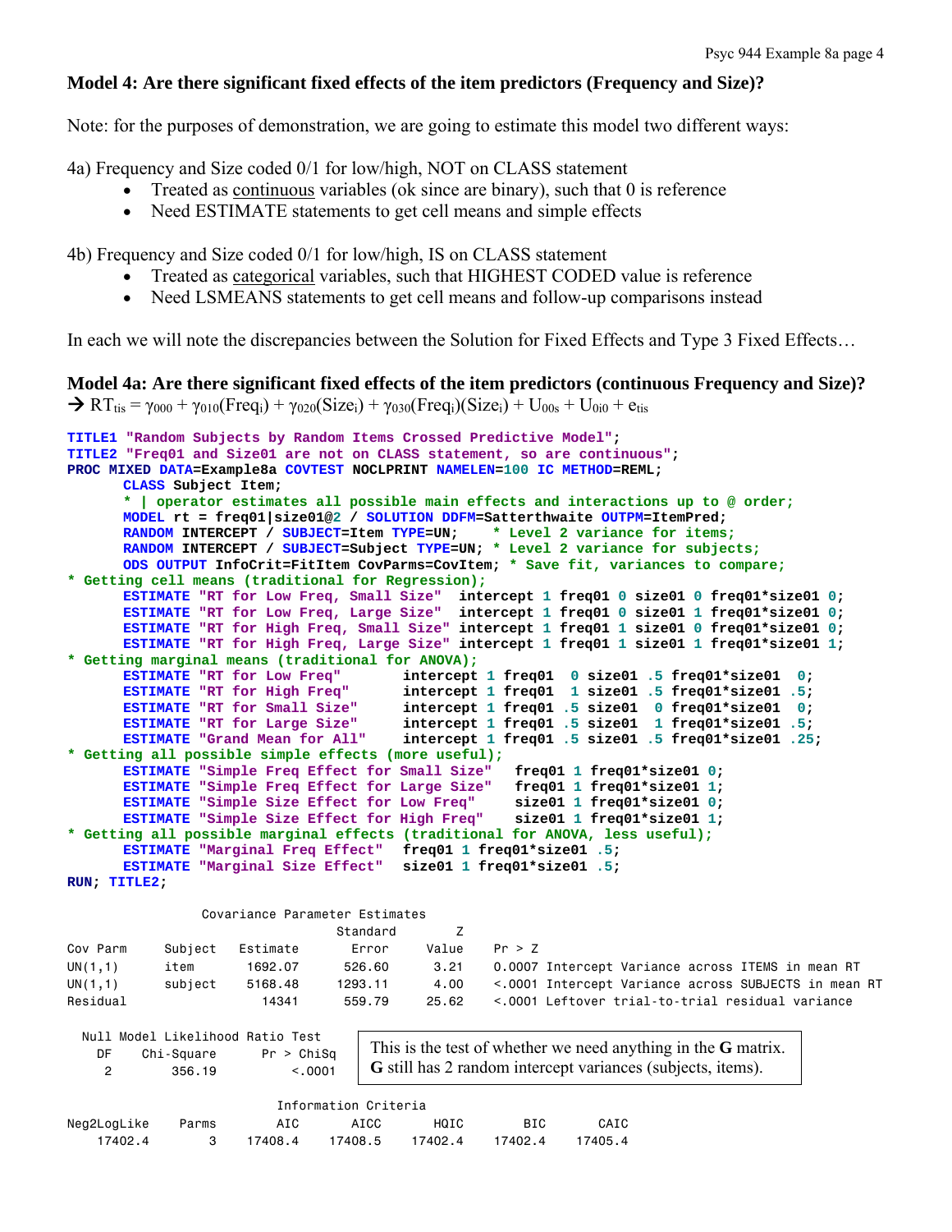## Model 4: Are there significant fixed effects of the item predictors (Frequency and Size)?

Note: for the purposes of demonstration, we are going to estimate this model two different ways:

4a) Frequency and Size coded 0/1 for low/high, NOT on CLASS statement

- Treated as <u>continuous</u> variables (ok since are binary), such that 0 is reference
- Need ESTIMATE statements to get cell means and simple effects

4b) Frequency and Size coded 0/1 for low/high, IS on CLASS statement

- Treated as <u>categorical</u> variables, such that HIGHEST CODED value is reference
- Need LSMEANS statements to get cell means and follow-up comparisons instead

In each we will note the discrepancies between the Solution for Fixed Effects and Type 3 Fixed Effects…

## Model 4a: Are there significant fixed effects of the item predictors (continuous Frequency and Size)?

→ $RT_{tis} = \gamma_{000} + \gamma_{010}(Freq_i) + \gamma_{020}(Size_i) + \gamma_{030}(Freq_i)(Size_i) + U_{00s} + U_{0i0} + e_{tis}$

```
TITLE1 "Random Subjects by Random Items Crossed Predictive Model";
TITLE2 "Freq01 and Size01 are not on CLASS statement, so are continuous";
PROC MIXED DATA=Example8a COVTEST NOCLPRINT NAMELEN=100 IC METHOD=REML;
      CLASS Subject Item;
      * | operator estimates all possible main effects and interactions up to @ order;
      MODEL rt = freq01|size01@2 / SOLUTION DDFM=Satterthwaite OUTPM=ItemPred;
      RANDOM INTERCEPT / SUBJECT=Item TYPE=UN;    * Level 2 variance for items;
      RANDOM INTERCEPT / SUBJECT=Subject TYPE=UN; * Level 2 variance for subjects;
      ODS OUTPUT InfoCrit=FitItem CovParms=CovItem; * Save fit, variances to compare;
* Getting cell means (traditional for Regression);
      ESTIMATE "RT for Low Freq, Small Size"  intercept 1 freq01 0 size01 0 freq01*size01 0;
      ESTIMATE "RT for Low Freq, Large Size"  intercept 1 freq01 0 size01 1 freq01*size01 0;
      ESTIMATE "RT for High Freq, Small Size" intercept 1 freq01 1 size01 0 freq01*size01 0;
      ESTIMATE "RT for High Freq, Large Size" intercept 1 freq01 1 size01 1 freq01*size01 1;
* Getting marginal means (traditional for ANOVA);
      ESTIMATE "RT for Low Freq"       intercept 1 freq01  0 size01 .5 freq01*size01  0;
      ESTIMATE "RT for High Freq"      intercept 1 freq01  1 size01 .5 freq01*size01 .5;
      ESTIMATE "RT for Small Size"     intercept 1 freq01 .5 size01  0 freq01*size01  0;
      ESTIMATE "RT for Large Size"     intercept 1 freq01 .5 size01  1 freq01*size01 .5;
      ESTIMATE "Grand Mean for All"    intercept 1 freq01 .5 size01 .5 freq01*size01 .25;
* Getting all possible simple effects (more useful);
      ESTIMATE "Simple Freq Effect for Small Size"  freq01 1 freq01*size01 0;
      ESTIMATE "Simple Freq Effect for Large Size"  freq01 1 freq01*size01 1;
      ESTIMATE "Simple Size Effect for Low Freq"    size01 1 freq01*size01 0;
      ESTIMATE "Simple Size Effect for High Freq"   size01 1 freq01*size01 1;
* Getting all possible marginal effects (traditional for ANOVA, less useful);
      ESTIMATE "Marginal Freq Effect"  freq01 1 freq01*size01 .5;
      ESTIMATE "Marginal Size Effect"  size01 1 freq01*size01 .5;
RUN; TITLE2;
```

Covariance Parameter Estimates

| Cov Parm | Subject | Estimate | Standard Error | Z Value | Pr > Z | |
|---|---|---|---|---|---|---|
| UN(1,1) | item | 1692.07 | 526.60 | 3.21 | 0.0007 | Intercept Variance across ITEMS in mean RT |
| UN(1,1) | subject | 5168.48 | 1293.11 | 4.00 | <.0001 | Intercept Variance across SUBJECTS in mean RT |
| Residual | | 14341 | 559.79 | 25.62 | <.0001 | Leftover trial-to-trial residual variance |

Null Model Likelihood Ratio Test

| DF | Chi-Square | Pr > ChiSq |
|---|---|---|
| 2 | 356.19 | <.0001 |

This is the test of whether we need anything in the **G** matrix. **G** still has 2 random intercept variances (subjects, items).

Information Criteria

| Neg2LogLike | Parms | AIC | AICC | HQIC | BIC | CAIC |
|---|---|---|---|---|---|---|
| 17402.4 | 3 | 17408.4 | 17408.5 | 17402.4 | 17402.4 | 17405.4 |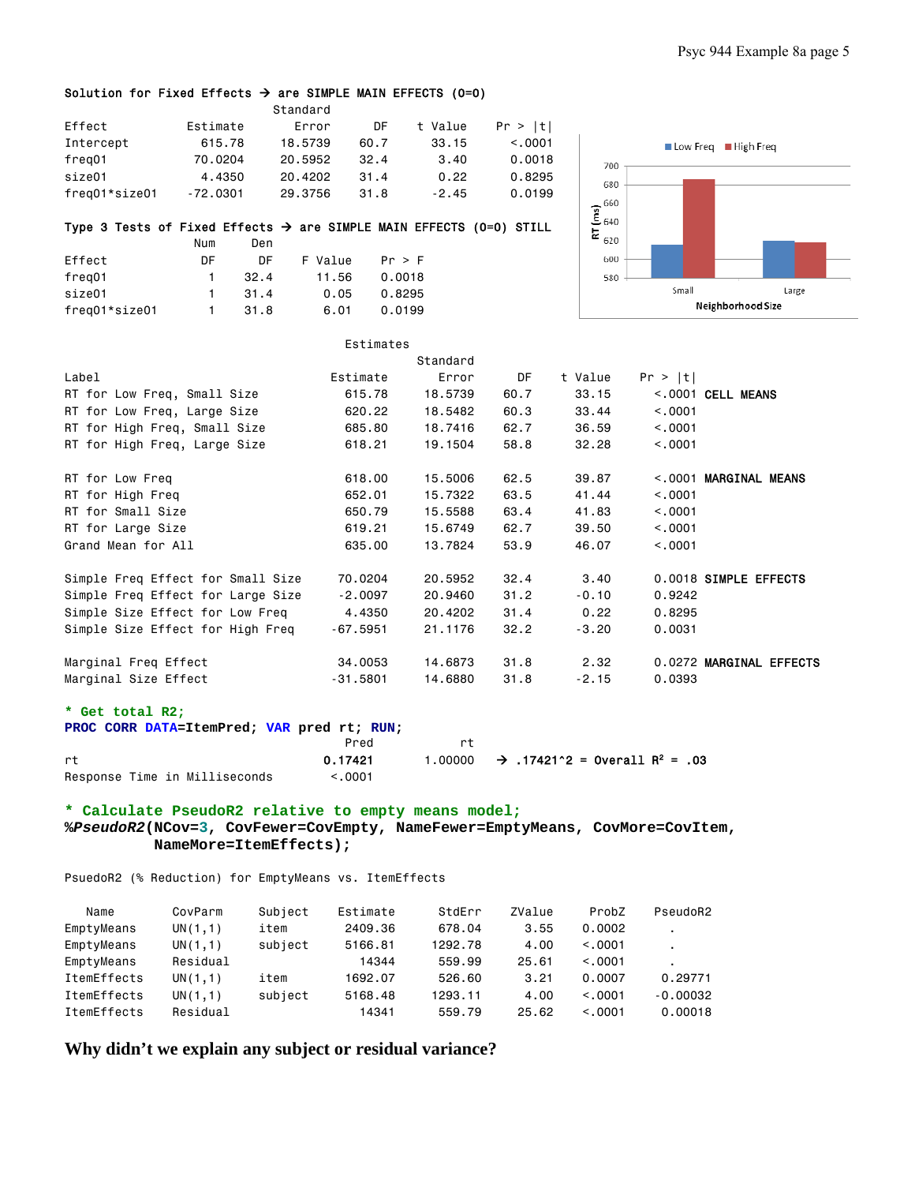**Solution for Fixed Effects → are SIMPLE MAIN EFFECTS (0=0)**

| Effect | Estimate | Standard Error | DF | t Value | Pr > \|t\| |
|---|---|---|---|---|---|
| Intercept | 615.78 | 18.5739 | 60.7 | 33.15 | <.0001 |
| freq01 | 70.0204 | 20.5952 | 32.4 | 3.40 | 0.0018 |
| size01 | 4.4350 | 20.4202 | 31.4 | 0.22 | 0.8295 |
| freq01*size01 | -72.0301 | 29.3756 | 31.8 | -2.45 | 0.0199 |

**Type 3 Tests of Fixed Effects → are SIMPLE MAIN EFFECTS (0=0) STILL**

| Effect | Num DF | Den DF | F Value | Pr > F |
|---|---|---|---|---|
| freq01 | 1 | 32.4 | 11.56 | 0.0018 |
| size01 | 1 | 31.4 | 0.05 | 0.8295 |
| freq01*size01 | 1 | 31.8 | 6.01 | 0.0199 |

**Estimates**

| Label | Estimate | Standard Error | DF | t Value | Pr > \|t\| | |
|---|---|---|---|---|---|---|
| RT for Low Freq, Small Size | 615.78 | 18.5739 | 60.7 | 33.15 | <.0001 | **CELL MEANS** |
| RT for Low Freq, Large Size | 620.22 | 18.5482 | 60.3 | 33.44 | <.0001 | |
| RT for High Freq, Small Size | 685.80 | 18.7416 | 62.7 | 36.59 | <.0001 | |
| RT for High Freq, Large Size | 618.21 | 19.1504 | 58.8 | 32.28 | <.0001 | |
| RT for Low Freq | 618.00 | 15.5006 | 62.5 | 39.87 | <.0001 | **MARGINAL MEANS** |
| RT for High Freq | 652.01 | 15.7322 | 63.5 | 41.44 | <.0001 | |
| RT for Small Size | 650.79 | 15.5588 | 63.4 | 41.83 | <.0001 | |
| RT for Large Size | 619.21 | 15.6749 | 62.7 | 39.50 | <.0001 | |
| Grand Mean for All | 635.00 | 13.7824 | 53.9 | 46.07 | <.0001 | |
| Simple Freq Effect for Small Size | 70.0204 | 20.5952 | 32.4 | 3.40 | 0.0018 | **SIMPLE EFFECTS** |
| Simple Freq Effect for Large Size | -2.0097 | 20.9460 | 31.2 | -0.10 | 0.9242 | |
| Simple Size Effect for Low Freq | 4.4350 | 20.4202 | 31.4 | 0.22 | 0.8295 | |
| Simple Size Effect for High Freq | -67.5951 | 21.1176 | 32.2 | -3.20 | 0.0031 | |
| Marginal Freq Effect | 34.0053 | 14.6873 | 31.8 | 2.32 | 0.0272 | **MARGINAL EFFECTS** |
| Marginal Size Effect | -31.5801 | 14.6880 | 31.8 | -2.15 | 0.0393 | |

```
* Get total R2;
PROC CORR DATA=ItemPred; VAR pred rt; RUN;
```

| | Pred | rt |
|---|---|---|
| rt | **0.17421** | 1.00000 |
| Response Time in Milliseconds | <.0001 | |

→ .17421^2 = Overall $R^2$ = .03

```
* Calculate PseudoR2 relative to empty means model;
%PseudoR2(NCov=3, CovFewer=CovEmpty, NameFewer=EmptyMeans, CovMore=CovItem,
          NameMore=ItemEffects);
```

PsuedoR2 (% Reduction) for EmptyMeans vs. ItemEffects

| Name | CovParm | Subject | Estimate | StdErr | ZValue | ProbZ | PseudoR2 |
|---|---|---|---|---|---|---|---|
| EmptyMeans | UN(1,1) | item | 2409.36 | 678.04 | 3.55 | 0.0002 | . |
| EmptyMeans | UN(1,1) | subject | 5166.81 | 1292.78 | 4.00 | <.0001 | . |
| EmptyMeans | Residual | | 14344 | 559.99 | 25.61 | <.0001 | . |
| ItemEffects | UN(1,1) | item | 1692.07 | 526.60 | 3.21 | 0.0007 | 0.29771 |
| ItemEffects | UN(1,1) | subject | 5168.48 | 1293.11 | 4.00 | <.0001 | -0.00032 |
| ItemEffects | Residual | | 14341 | 559.79 | 25.62 | <.0001 | 0.00018 |

**Why didn't we explain any subject or residual variance?**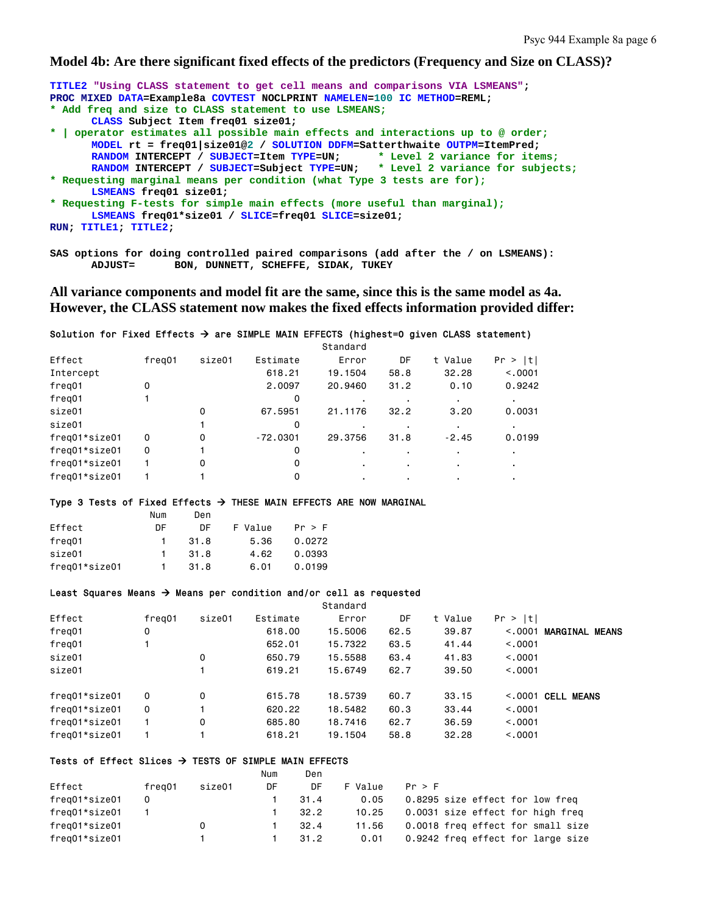## Model 4b: Are there significant fixed effects of the predictors (Frequency and Size on CLASS)?

```
TITLE2 "Using CLASS statement to get cell means and comparisons VIA LSMEANS";
PROC MIXED DATA=Example8a COVTEST NOCLPRINT NAMELEN=100 IC METHOD=REML;
* Add freq and size to CLASS statement to use LSMEANS;
      CLASS Subject Item freq01 size01;
* | operator estimates all possible main effects and interactions up to @ order;
      MODEL rt = freq01|size01@2 / SOLUTION DDFM=Satterthwaite OUTPM=ItemPred;
      RANDOM INTERCEPT / SUBJECT=Item TYPE=UN;      * Level 2 variance for items;
      RANDOM INTERCEPT / SUBJECT=Subject TYPE=UN;   * Level 2 variance for subjects;
* Requesting marginal means per condition (what Type 3 tests are for);
      LSMEANS freq01 size01;
* Requesting F-tests for simple main effects (more useful than marginal);
      LSMEANS freq01*size01 / SLICE=freq01 SLICE=size01;
RUN; TITLE1; TITLE2;

SAS options for doing controlled paired comparisons (add after the / on LSMEANS):
      ADJUST=      BON, DUNNETT, SCHEFFE, SIDAK, TUKEY
```

**All variance components and model fit are the same, since this is the same model as 4a. However, the CLASS statement now makes the fixed effects information provided differ:**

Solution for Fixed Effects → are SIMPLE MAIN EFFECTS (highest=0 given CLASS statement)

| Effect | freq01 | size01 | Estimate | Standard Error | DF | t Value | Pr > \|t\| |
|---|---|---|---|---|---|---|---|
| Intercept | | | 618.21 | 19.1504 | 58.8 | 32.28 | <.0001 |
| freq01 | 0 | | 2.0097 | 20.9460 | 31.2 | 0.10 | 0.9242 |
| freq01 | 1 | | 0 | . | . | . | . |
| size01 | | 0 | 67.5951 | 21.1176 | 32.2 | 3.20 | 0.0031 |
| size01 | | 1 | 0 | . | . | . | . |
| freq01*size01 | 0 | 0 | -72.0301 | 29.3756 | 31.8 | -2.45 | 0.0199 |
| freq01*size01 | 0 | 1 | 0 | . | . | . | . |
| freq01*size01 | 1 | 0 | 0 | . | . | . | . |
| freq01*size01 | 1 | 1 | 0 | . | . | . | . |

Type 3 Tests of Fixed Effects → THESE MAIN EFFECTS ARE NOW MARGINAL

| Effect | Num DF | Den DF | F Value | Pr > F |
|---|---|---|---|---|
| freq01 | 1 | 31.8 | 5.36 | 0.0272 |
| size01 | 1 | 31.8 | 4.62 | 0.0393 |
| freq01*size01 | 1 | 31.8 | 6.01 | 0.0199 |

Least Squares Means → Means per condition and/or cell as requested

| Effect | freq01 | size01 | Estimate | Standard Error | DF | t Value | Pr > \|t\| | |
|---|---|---|---|---|---|---|---|---|
| freq01 | 0 | | 618.00 | 15.5006 | 62.5 | 39.87 | <.0001 | **MARGINAL MEANS** |
| freq01 | 1 | | 652.01 | 15.7322 | 63.5 | 41.44 | <.0001 | |
| size01 | | 0 | 650.79 | 15.5588 | 63.4 | 41.83 | <.0001 | |
| size01 | | 1 | 619.21 | 15.6749 | 62.7 | 39.50 | <.0001 | |
| freq01*size01 | 0 | 0 | 615.78 | 18.5739 | 60.7 | 33.15 | <.0001 | **CELL MEANS** |
| freq01*size01 | 0 | 1 | 620.22 | 18.5482 | 60.3 | 33.44 | <.0001 | |
| freq01*size01 | 1 | 0 | 685.80 | 18.7416 | 62.7 | 36.59 | <.0001 | |
| freq01*size01 | 1 | 1 | 618.21 | 19.1504 | 58.8 | 32.28 | <.0001 | |

Tests of Effect Slices → TESTS OF SIMPLE MAIN EFFECTS

| Effect | freq01 | size01 | Num DF | Den DF | F Value | Pr > F | |
|---|---|---|---|---|---|---|---|
| freq01*size01 | 0 | | 1 | 31.4 | 0.05 | 0.8295 | size effect for low freq |
| freq01*size01 | 1 | | 1 | 32.2 | 10.25 | 0.0031 | size effect for high freq |
| freq01*size01 | | 0 | 1 | 32.4 | 11.56 | 0.0018 | freq effect for small size |
| freq01*size01 | | 1 | 1 | 31.2 | 0.01 | 0.9242 | freq effect for large size |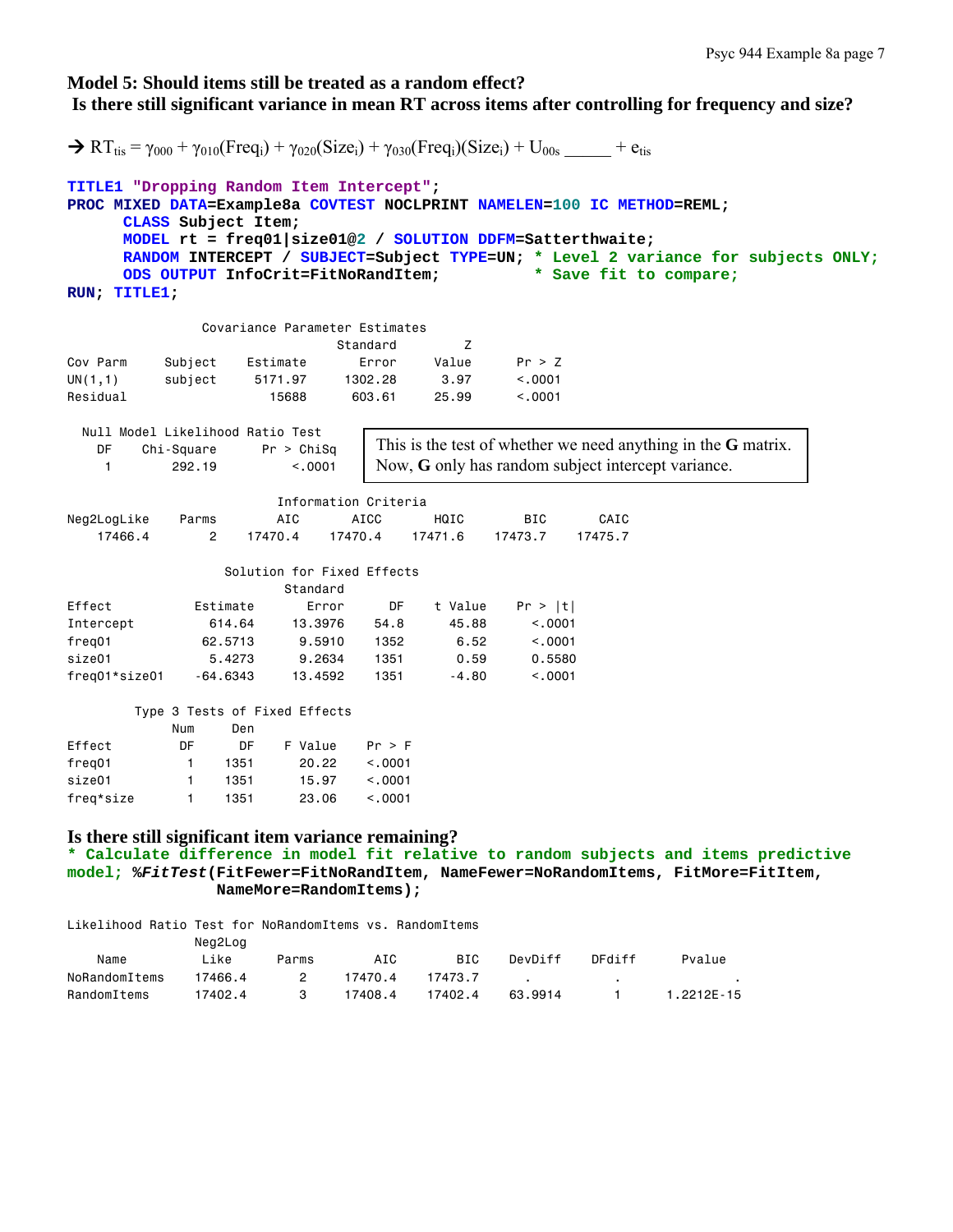## Model 5: Should items still be treated as a random effect?

## Is there still significant variance in mean RT across items after controlling for frequency and size?

$\rightarrow$ $RT_{tis} = \gamma_{000} + \gamma_{010}(Freq_i) + \gamma_{020}(Size_i) + \gamma_{030}(Freq_i)(Size_i) + U_{00s}$ \_\_\_\_\_ $+ e_{tis}$

```
TITLE1 "Dropping Random Item Intercept";
PROC MIXED DATA=Example8a COVTEST NOCLPRINT NAMELEN=100 IC METHOD=REML;
      CLASS Subject Item;
      MODEL rt = freq01|size01@2 / SOLUTION DDFM=Satterthwaite;
      RANDOM INTERCEPT / SUBJECT=Subject TYPE=UN; * Level 2 variance for subjects ONLY;
      ODS OUTPUT InfoCrit=FitNoRandItem;           * Save fit to compare;
RUN; TITLE1;
```

```
                 Covariance Parameter Estimates
                                      Standard         Z
Cov Parm     Subject     Estimate       Error      Value      Pr > Z
UN(1,1)      subject      5171.97     1302.28       3.97      <.0001
Residual                    15688      603.61      25.99      <.0001

  Null Model Likelihood Ratio Test
    DF     Chi-Square      Pr > ChiSq
     1         292.19          <.0001
```

This is the test of whether we need anything in the **G** matrix. Now, **G** only has random subject intercept variance.

```
                           Information Criteria
Neg2LogLike     Parms       AIC       AICC       HQIC        BIC       CAIC
    17466.4         2   17470.4    17470.4    17471.6    17473.7    17475.7

                    Solution for Fixed Effects
                                Standard
Effect            Estimate         Error       DF    t Value    Pr > |t|
Intercept           614.64       13.3976     54.8      45.88      <.0001
freq01             62.5713        9.5910     1352       6.52      <.0001
size01              5.4273        9.2634     1351       0.59      0.5580
freq01*size01     -64.6343       13.4592     1351      -4.80      <.0001

        Type 3 Tests of Fixed Effects
               Num      Den
Effect          DF       DF    F Value    Pr > F
freq01           1     1351      20.22    <.0001
size01           1     1351      15.97    <.0001
freq*size        1     1351      23.06    <.0001
```

## Is there still significant item variance remaining?

```
* Calculate difference in model fit relative to random subjects and items predictive
model; %FitTest(FitFewer=FitNoRandItem, NameFewer=NoRandomItems, FitMore=FitItem,
                NameMore=RandomItems);
```

```
Likelihood Ratio Test for NoRandomItems vs. RandomItems
                Neg2Log
    Name         Like      Parms       AIC        BIC     DevDiff     DFdiff        Pvalue
NoRandomItems   17466.4      2       17470.4    17473.7      .           .              .
RandomItems     17402.4      3       17408.4    17402.4   63.9914        1       1.2212E-15
```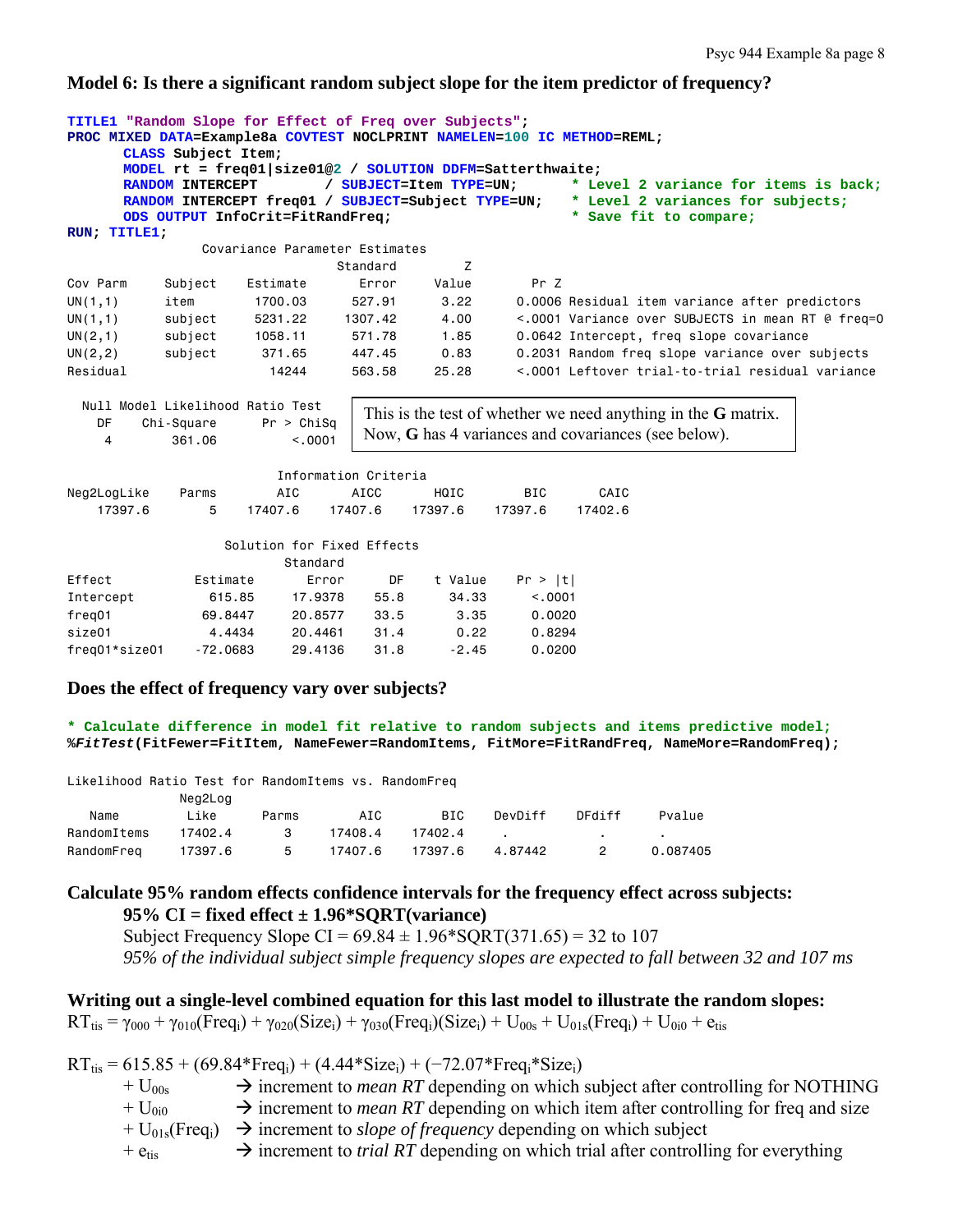**Model 6: Is there a significant random subject slope for the item predictor of frequency?**

```
TITLE1 "Random Slope for Effect of Freq over Subjects";
PROC MIXED DATA=Example8a COVTEST NOCLPRINT NAMELEN=100 IC METHOD=REML;
      CLASS Subject Item;
      MODEL rt = freq01|size01@2 / SOLUTION DDFM=Satterthwaite;
      RANDOM INTERCEPT        / SUBJECT=Item TYPE=UN;      * Level 2 variance for items is back;
      RANDOM INTERCEPT freq01 / SUBJECT=Subject TYPE=UN;   * Level 2 variances for subjects;
      ODS OUTPUT InfoCrit=FitRandFreq;                     * Save fit to compare;
RUN; TITLE1;
```

```
                 Covariance Parameter Estimates
                                   Standard         Z
Cov Parm     Subject    Estimate       Error     Value       Pr Z
UN(1,1)      item        1700.03      527.91      3.22     0.0006 Residual item variance after predictors
UN(1,1)      subject     5231.22     1307.42      4.00     <.0001 Variance over SUBJECTS in mean RT @ freq=0
UN(2,1)      subject     1058.11      571.78      1.85     0.0642 Intercept, freq slope covariance
UN(2,2)      subject      371.65      447.45      0.83     0.2031 Random freq slope variance over subjects
Residual                   14244      563.58     25.28     <.0001 Leftover trial-to-trial residual variance

  Null Model Likelihood Ratio Test
    DF    Chi-Square      Pr > ChiSq
     4        361.06          <.0001
```

This is the test of whether we need anything in the **G** matrix. Now, **G** has 4 variances and covariances (see below).

```
                      Information Criteria
Neg2LogLike    Parms       AIC      AICC      HQIC       BIC      CAIC
    17397.6        5   17407.6   17407.6   17397.6   17397.6   17402.6

                   Solution for Fixed Effects
                           Standard
Effect          Estimate      Error      DF    t Value    Pr > |t|
Intercept         615.85    17.9378    55.8      34.33      <.0001
freq01           69.8447    20.8577    33.5       3.35      0.0020
size01            4.4434    20.4461    31.4       0.22      0.8294
freq01*size01   -72.0683    29.4136    31.8      -2.45      0.0200
```

**Does the effect of frequency vary over subjects?**

```
* Calculate difference in model fit relative to random subjects and items predictive model;
%FitTest(FitFewer=FitItem, NameFewer=RandomItems, FitMore=FitRandFreq, NameMore=RandomFreq);
```

```
Likelihood Ratio Test for RandomItems vs. RandomFreq
             Neg2Log
   Name         Like     Parms      AIC       BIC     DevDiff    DFdiff     Pvalue
RandomItems  17402.4       3    17408.4   17402.4        .          .          .
RandomFreq   17397.6       5    17407.6   17397.6    4.87442        2     0.087405
```

**Calculate 95% random effects confidence intervals for the frequency effect across subjects:**

**95% CI = fixed effect ± 1.96*SQRT(variance)**

Subject Frequency Slope CI = 69.84 ± 1.96*SQRT(371.65) = 32 to 107

*95% of the individual subject simple frequency slopes are expected to fall between 32 and 107 ms*

**Writing out a single-level combined equation for this last model to illustrate the random slopes:**

$RT_{tis} = \gamma_{000} + \gamma_{010}(Freq_i) + \gamma_{020}(Size_i) + \gamma_{030}(Freq_i)(Size_i) + U_{00s} + U_{01s}(Freq_i) + U_{0i0} + e_{tis}$

$RT_{tis} = 615.85 + (69.84*Freq_i) + (4.44*Size_i) + (-72.07*Freq_i*Size_i)$

- $+ U_{00s}$ → increment to *mean RT* depending on which subject after controlling for NOTHING
- $+ U_{0i0}$ → increment to *mean RT* depending on which item after controlling for freq and size
- $+ U_{01s}(Freq_i)$ → increment to *slope of frequency* depending on which subject
- $+ e_{tis}$ → increment to *trial RT* depending on which trial after controlling for everything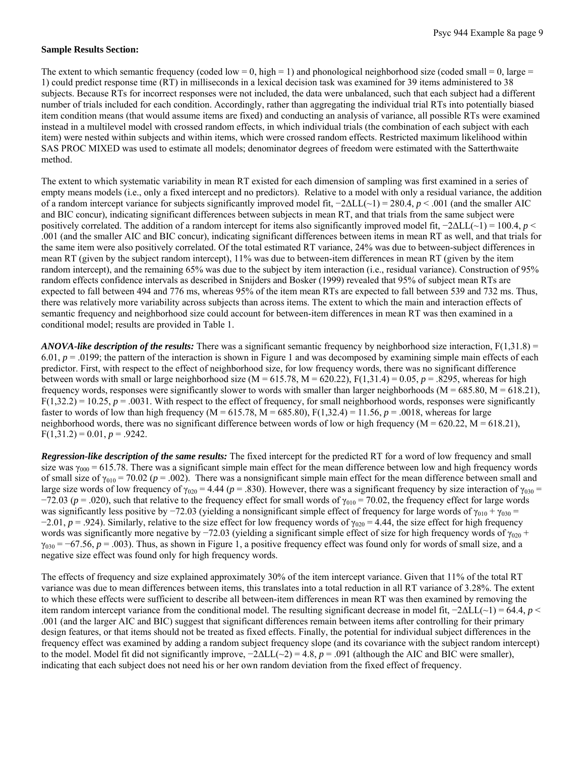**Sample Results Section:**

The extent to which semantic frequency (coded low = 0, high = 1) and phonological neighborhood size (coded small = 0, large = 1) could predict response time (RT) in milliseconds in a lexical decision task was examined for 39 items administered to 38 subjects. Because RTs for incorrect responses were not included, the data were unbalanced, such that each subject had a different number of trials included for each condition. Accordingly, rather than aggregating the individual trial RTs into potentially biased item condition means (that would assume items are fixed) and conducting an analysis of variance, all possible RTs were examined instead in a multilevel model with crossed random effects, in which individual trials (the combination of each subject with each item) were nested within subjects and within items, which were crossed random effects. Restricted maximum likelihood within SAS PROC MIXED was used to estimate all models; denominator degrees of freedom were estimated with the Satterthwaite method.

The extent to which systematic variability in mean RT existed for each dimension of sampling was first examined in a series of empty means models (i.e., only a fixed intercept and no predictors). Relative to a model with only a residual variance, the addition of a random intercept variance for subjects significantly improved model fit, $-2\Delta LL(\sim1) = 280.4$, $p < .001$ (and the smaller AIC and BIC concur), indicating significant differences between subjects in mean RT, and that trials from the same subject were positively correlated. The addition of a random intercept for items also significantly improved model fit, $-2\Delta LL(\sim1) = 100.4$, $p < .001$ (and the smaller AIC and BIC concur), indicating significant differences between items in mean RT as well, and that trials for the same item were also positively correlated. Of the total estimated RT variance, 24% was due to between-subject differences in mean RT (given by the subject random intercept), 11% was due to between-item differences in mean RT (given by the item random intercept), and the remaining 65% was due to the subject by item interaction (i.e., residual variance). Construction of 95% random effects confidence intervals as described in Snijders and Bosker (1999) revealed that 95% of subject mean RTs are expected to fall between 494 and 776 ms, whereas 95% of the item mean RTs are expected to fall between 539 and 732 ms. Thus, there was relatively more variability across subjects than across items. The extent to which the main and interaction effects of semantic frequency and neighborhood size could account for between-item differences in mean RT was then examined in a conditional model; results are provided in Table 1.

***ANOVA-like description of the results:*** There was a significant semantic frequency by neighborhood size interaction, $F(1,31.8) = 6.01$, $p = .0199$; the pattern of the interaction is shown in Figure 1 and was decomposed by examining simple main effects of each predictor. First, with respect to the effect of neighborhood size, for low frequency words, there was no significant difference between words with small or large neighborhood size (M = 615.78, M = 620.22), $F(1,31.4) = 0.05$, $p = .8295$, whereas for high frequency words, responses were significantly slower to words with smaller than larger neighborhoods (M = 685.80, M = 618.21), $F(1,32.2) = 10.25$, $p = .0031$. With respect to the effect of frequency, for small neighborhood words, responses were significantly faster to words of low than high frequency (M = 615.78, M = 685.80), $F(1,32.4) = 11.56$, $p = .0018$, whereas for large neighborhood words, there was no significant difference between words of low or high frequency (M = 620.22, M = 618.21), $F(1,31.2) = 0.01$, $p = .9242$.

***Regression-like description of the same results:*** The fixed intercept for the predicted RT for a word of low frequency and small size was $\gamma_{000} = 615.78$. There was a significant simple main effect for the mean difference between low and high frequency words of small size of $\gamma_{010} = 70.02$ ($p = .002$). There was a nonsignificant simple main effect for the mean difference between small and large size words of low frequency of $\gamma_{020} = 4.44$ ($p = .830$). However, there was a significant frequency by size interaction of $\gamma_{030} = -72.03$ ($p = .020$), such that relative to the frequency effect for small words of $\gamma_{010} = 70.02$, the frequency effect for large words was significantly less positive by $-72.03$ (yielding a nonsignificant simple effect of frequency for large words of $\gamma_{010} + \gamma_{030} = -2.01$, $p = .924$). Similarly, relative to the size effect for low frequency words of $\gamma_{020} = 4.44$, the size effect for high frequency words was significantly more negative by $-72.03$ (yielding a significant simple effect of size for high frequency words of $\gamma_{020} + \gamma_{030} = -67.56$, $p = .003$). Thus, as shown in Figure 1, a positive frequency effect was found only for words of small size, and a negative size effect was found only for high frequency words.

The effects of frequency and size explained approximately 30% of the item intercept variance. Given that 11% of the total RT variance was due to mean differences between items, this translates into a total reduction in all RT variance of 3.28%. The extent to which these effects were sufficient to describe all between-item differences in mean RT was then examined by removing the item random intercept variance from the conditional model. The resulting significant decrease in model fit, $-2\Delta LL(\sim1) = 64.4$, $p < .001$ (and the larger AIC and BIC) suggest that significant differences remain between items after controlling for their primary design features, or that items should not be treated as fixed effects. Finally, the potential for individual subject differences in the frequency effect was examined by adding a random subject frequency slope (and its covariance with the subject random intercept) to the model. Model fit did not significantly improve, $-2\Delta LL(\sim2) = 4.8$, $p = .091$ (although the AIC and BIC were smaller), indicating that each subject does not need his or her own random deviation from the fixed effect of frequency.